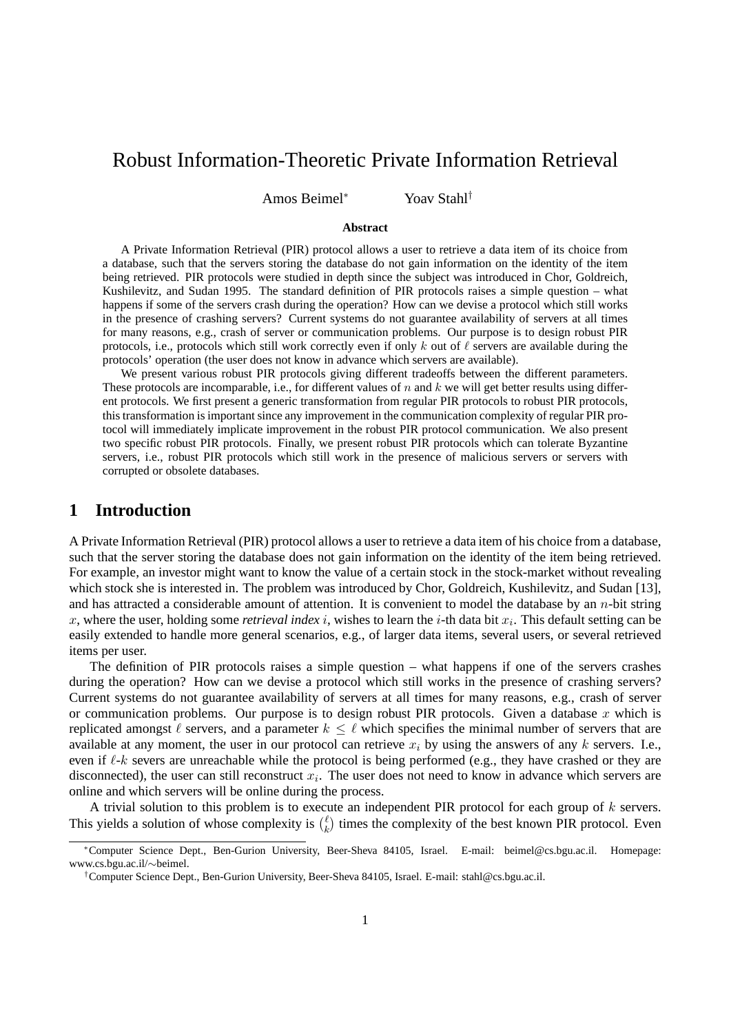# Robust Information-Theoretic Private Information Retrieval

Amos Beimel[*] Yoav Stahl[†]

### Abstract

A Private Information Retrieval (PIR) protocol allows a user to retrieve a data item of its choice from a database, such that the servers storing the database do not gain information on the identity of the item being retrieved. PIR protocols were studied in depth since the subject was introduced in Chor, Goldreich, Kushilevitz, and Sudan 1995. The standard definition of PIR protocols raises a simple question – what happens if some of the servers crash during the operation? How can we devise a protocol which still works in the presence of crashing servers? Current systems do not guarantee availability of servers at all times for many reasons, e.g., crash of server or communication problems. Our purpose is to design robust PIR protocols, i.e., protocols which still work correctly even if only $k$ out of $\ell$ servers are available during the protocols' operation (the user does not know in advance which servers are available).

We present various robust PIR protocols giving different tradeoffs between the different parameters. These protocols are incomparable, i.e., for different values of $n$ and $k$ we will get better results using different protocols. We first present a generic transformation from regular PIR protocols to robust PIR protocols, this transformation is important since any improvement in the communication complexity of regular PIR protocol will immediately implicate improvement in the robust PIR protocol communication. We also present two specific robust PIR protocols. Finally, we present robust PIR protocols which can tolerate Byzantine servers, i.e., robust PIR protocols which still work in the presence of malicious servers or servers with corrupted or obsolete databases.

## 1 Introduction

A Private Information Retrieval (PIR) protocol allows a user to retrieve a data item of his choice from a database, such that the server storing the database does not gain information on the identity of the item being retrieved. For example, an investor might want to know the value of a certain stock in the stock-market without revealing which stock she is interested in. The problem was introduced by Chor, Goldreich, Kushilevitz, and Sudan [13], and has attracted a considerable amount of attention. It is convenient to model the database by an $n$-bit string $x$, where the user, holding some *retrieval index* $i$, wishes to learn the $i$-th data bit $x_i$. This default setting can be easily extended to handle more general scenarios, e.g., of larger data items, several users, or several retrieved items per user.

The definition of PIR protocols raises a simple question – what happens if one of the servers crashes during the operation? How can we devise a protocol which still works in the presence of crashing servers? Current systems do not guarantee availability of servers at all times for many reasons, e.g., crash of server or communication problems. Our purpose is to design robust PIR protocols. Given a database $x$ which is replicated amongst $\ell$ servers, and a parameter $k \leq \ell$ which specifies the minimal number of servers that are available at any moment, the user in our protocol can retrieve $x_i$ by using the answers of any $k$ servers. I.e., even if $\ell$-$k$ severs are unreachable while the protocol is being performed (e.g., they have crashed or they are disconnected), the user can still reconstruct $x_i$. The user does not need to know in advance which servers are online and which servers will be online during the process.

A trivial solution to this problem is to execute an independent PIR protocol for each group of $k$ servers. This yields a solution of whose complexity is $\binom{\ell}{k}$ times the complexity of the best known PIR protocol. Even

---

[*] Computer Science Dept., Ben-Gurion University, Beer-Sheva 84105, Israel. E-mail: beimel@cs.bgu.ac.il. Homepage: www.cs.bgu.ac.il/∼beimel.

[†] Computer Science Dept., Ben-Gurion University, Beer-Sheva 84105, Israel. E-mail: stahl@cs.bgu.ac.il.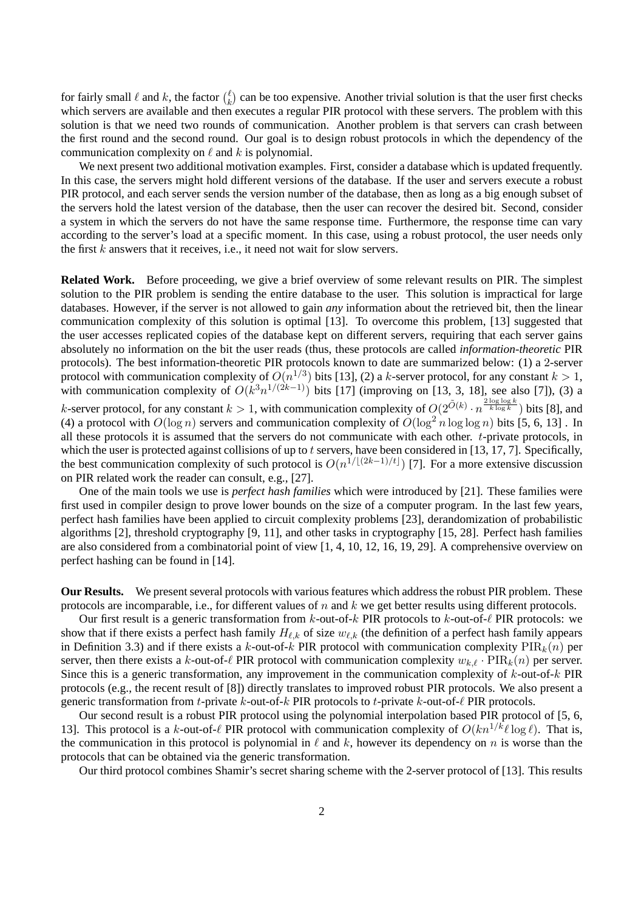for fairly small $\ell$ and $k$, the factor $\binom{\ell}{k}$ can be too expensive. Another trivial solution is that the user first checks which servers are available and then executes a regular PIR protocol with these servers. The problem with this solution is that we need two rounds of communication. Another problem is that servers can crash between the first round and the second round. Our goal is to design robust protocols in which the dependency of the communication complexity on $\ell$ and $k$ is polynomial.

We next present two additional motivation examples. First, consider a database which is updated frequently. In this case, the servers might hold different versions of the database. If the user and servers execute a robust PIR protocol, and each server sends the version number of the database, then as long as a big enough subset of the servers hold the latest version of the database, then the user can recover the desired bit. Second, consider a system in which the servers do not have the same response time. Furthermore, the response time can vary according to the server's load at a specific moment. In this case, using a robust protocol, the user needs only the first $k$ answers that it receives, i.e., it need not wait for slow servers.

**Related Work.** Before proceeding, we give a brief overview of some relevant results on PIR. The simplest solution to the PIR problem is sending the entire database to the user. This solution is impractical for large databases. However, if the server is not allowed to gain *any* information about the retrieved bit, then the linear communication complexity of this solution is optimal [13]. To overcome this problem, [13] suggested that the user accesses replicated copies of the database kept on different servers, requiring that each server gains absolutely no information on the bit the user reads (thus, these protocols are called *information-theoretic* PIR protocols). The best information-theoretic PIR protocols known to date are summarized below: (1) a 2-server protocol with communication complexity of $O(n^{1/3})$ bits [13], (2) a $k$-server protocol, for any constant $k > 1$, with communication complexity of $O(k^3 n^{1/(2k-1)})$ bits [17] (improving on [13, 3, 18], see also [7]), (3) a $k$-server protocol, for any constant $k > 1$, with communication complexity of $O(2^{\tilde{O}(k)} \cdot n^{\frac{2 \log \log k}{k \log k}})$ bits [8], and (4) a protocol with $O(\log n)$ servers and communication complexity of $O(\log^2 n \log \log n)$ bits [5, 6, 13]. In all these protocols it is assumed that the servers do not communicate with each other. $t$-private protocols, in which the user is protected against collisions of up to $t$ servers, have been considered in [13, 17, 7]. Specifically, the best communication complexity of such protocol is $O(n^{1/\lfloor (2k-1)/t \rfloor})$ [7]. For a more extensive discussion on PIR related work the reader can consult, e.g., [27].

One of the main tools we use is *perfect hash families* which were introduced by [21]. These families were first used in compiler design to prove lower bounds on the size of a computer program. In the last few years, perfect hash families have been applied to circuit complexity problems [23], derandomization of probabilistic algorithms [2], threshold cryptography [9, 11], and other tasks in cryptography [15, 28]. Perfect hash families are also considered from a combinatorial point of view [1, 4, 10, 12, 16, 19, 29]. A comprehensive overview on perfect hashing can be found in [14].

**Our Results.** We present several protocols with various features which address the robust PIR problem. These protocols are incomparable, i.e., for different values of $n$ and $k$ we get better results using different protocols.

Our first result is a generic transformation from $k$-out-of-$k$ PIR protocols to $k$-out-of-$\ell$ PIR protocols: we show that if there exists a perfect hash family $H_{\ell,k}$ of size $w_{\ell,k}$ (the definition of a perfect hash family appears in Definition 3.3) and if there exists a $k$-out-of-$k$ PIR protocol with communication complexity $\mathrm{PIR}_k(n)$ per server, then there exists a $k$-out-of-$\ell$ PIR protocol with communication complexity $w_{k,\ell} \cdot \mathrm{PIR}_k(n)$ per server. Since this is a generic transformation, any improvement in the communication complexity of $k$-out-of-$k$ PIR protocols (e.g., the recent result of [8]) directly translates to improved robust PIR protocols. We also present a generic transformation from $t$-private $k$-out-of-$k$ PIR protocols to $t$-private $k$-out-of-$\ell$ PIR protocols.

Our second result is a robust PIR protocol using the polynomial interpolation based PIR protocol of [5, 6, 13]. This protocol is a $k$-out-of-$\ell$ PIR protocol with communication complexity of $O(kn^{1/k}\ell \log \ell)$. That is, the communication in this protocol is polynomial in $\ell$ and $k$, however its dependency on $n$ is worse than the protocols that can be obtained via the generic transformation.

Our third protocol combines Shamir's secret sharing scheme with the 2-server protocol of [13]. This results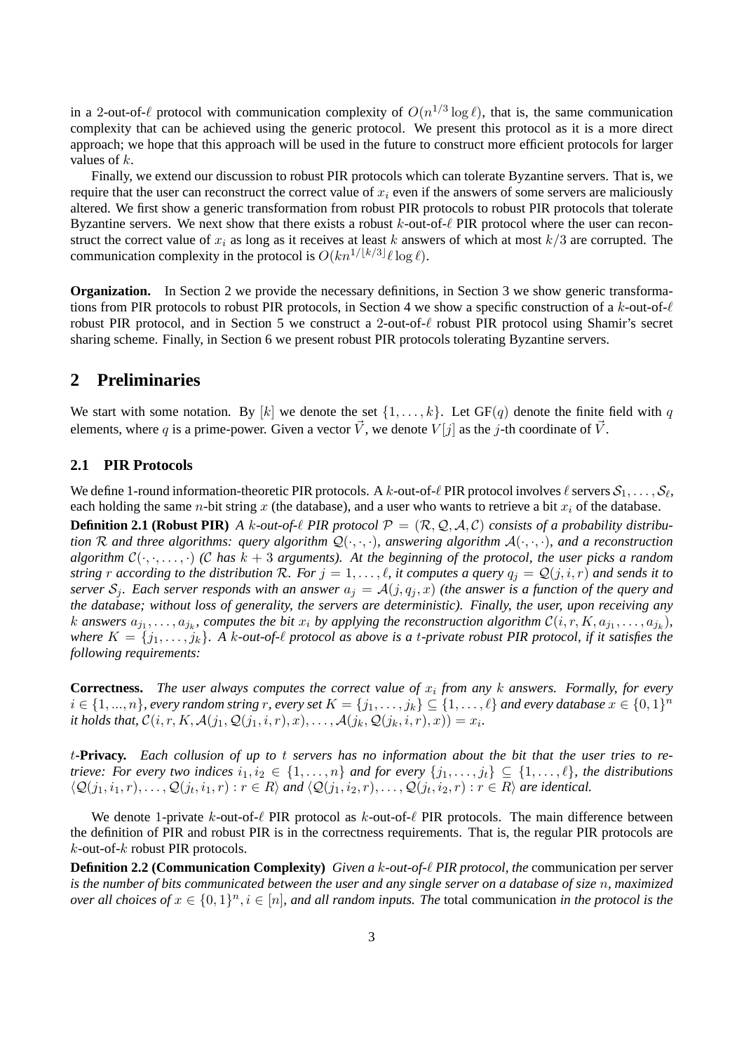in a 2-out-of-$\ell$ protocol with communication complexity of $O(n^{1/3} \log \ell)$, that is, the same communication complexity that can be achieved using the generic protocol. We present this protocol as it is a more direct approach; we hope that this approach will be used in the future to construct more efficient protocols for larger values of $k$.

Finally, we extend our discussion to robust PIR protocols which can tolerate Byzantine servers. That is, we require that the user can reconstruct the correct value of $x_i$ even if the answers of some servers are maliciously altered. We first show a generic transformation from robust PIR protocols to robust PIR protocols that tolerate Byzantine servers. We next show that there exists a robust $k$-out-of-$\ell$ PIR protocol where the user can reconstruct the correct value of $x_i$ as long as it receives at least $k$ answers of which at most $k/3$ are corrupted. The communication complexity in the protocol is $O(kn^{1/\lfloor k/3 \rfloor} \ell \log \ell)$.

**Organization.** In Section 2 we provide the necessary definitions, in Section 3 we show generic transformations from PIR protocols to robust PIR protocols, in Section 4 we show a specific construction of a $k$-out-of-$\ell$ robust PIR protocol, and in Section 5 we construct a 2-out-of-$\ell$ robust PIR protocol using Shamir's secret sharing scheme. Finally, in Section 6 we present robust PIR protocols tolerating Byzantine servers.

# 2 Preliminaries

We start with some notation. By $[k]$ we denote the set $\{1, \ldots, k\}$. Let $\mathrm{GF}(q)$ denote the finite field with $q$ elements, where $q$ is a prime-power. Given a vector $\vec{V}$, we denote $V[j]$ as the $j$-th coordinate of $\vec{V}$.

## 2.1 PIR Protocols

We define 1-round information-theoretic PIR protocols. A $k$-out-of-$\ell$ PIR protocol involves $\ell$ servers $\mathcal{S}_1, \ldots, \mathcal{S}_\ell$, each holding the same $n$-bit string $x$ (the database), and a user who wants to retrieve a bit $x_i$ of the database.

**Definition 2.1 (Robust PIR)** *A $k$-out-of-$\ell$ PIR protocol $\mathcal{P} = (\mathcal{R}, \mathcal{Q}, \mathcal{A}, \mathcal{C})$ consists of a probability distribution $\mathcal{R}$ and three algorithms: query algorithm $\mathcal{Q}(\cdot, \cdot, \cdot)$, answering algorithm $\mathcal{A}(\cdot, \cdot, \cdot)$, and a reconstruction algorithm $\mathcal{C}(\cdot, \cdot, \ldots, \cdot)$ ($\mathcal{C}$ has $k + 3$ arguments). At the beginning of the protocol, the user picks a random string $r$ according to the distribution $\mathcal{R}$. For $j = 1, \ldots, \ell$, it computes a query $q_j = \mathcal{Q}(j, i, r)$ and sends it to server $\mathcal{S}_j$. Each server responds with an answer $a_j = \mathcal{A}(j, q_j, x)$ (the answer is a function of the query and the database; without loss of generality, the servers are deterministic). Finally, the user, upon receiving any $k$ answers $a_{j_1}, \ldots, a_{j_k}$, computes the bit $x_i$ by applying the reconstruction algorithm $\mathcal{C}(i, r, K, a_{j_1}, \ldots, a_{j_k})$, where $K = \{j_1, \ldots, j_k\}$. A $k$-out-of-$\ell$ protocol as above is a $t$-private robust PIR protocol, if it satisfies the following requirements:*

**Correctness.** *The user always computes the correct value of $x_i$ from any $k$ answers. Formally, for every $i \in \{1, ..., n\}$, every random string $r$, every set $K = \{j_1, \ldots, j_k\} \subseteq \{1, \ldots, \ell\}$ and every database $x \in \{0, 1\}^n$ it holds that, $\mathcal{C}(i, r, K, \mathcal{A}(j_1, \mathcal{Q}(j_1, i, r), x), \ldots, \mathcal{A}(j_k, \mathcal{Q}(j_k, i, r), x)) = x_i$.*

**$t$-Privacy.** *Each collusion of up to $t$ servers has no information about the bit that the user tries to retrieve: For every two indices $i_1, i_2 \in \{1, \ldots, n\}$ and for every $\{j_1, \ldots, j_t\} \subseteq \{1, \ldots, \ell\}$, the distributions $\langle \mathcal{Q}(j_1, i_1, r), \ldots, \mathcal{Q}(j_t, i_1, r) : r \in R \rangle$ and $\langle \mathcal{Q}(j_1, i_2, r), \ldots, \mathcal{Q}(j_t, i_2, r) : r \in R \rangle$ are identical.*

We denote 1-private $k$-out-of-$\ell$ PIR protocol as $k$-out-of-$\ell$ PIR protocols. The main difference between the definition of PIR and robust PIR is in the correctness requirements. That is, the regular PIR protocols are $k$-out-of-$k$ robust PIR protocols.

**Definition 2.2 (Communication Complexity)** *Given a $k$-out-of-$\ell$ PIR protocol, the* communication per server *is the number of bits communicated between the user and any single server on a database of size $n$, maximized over all choices of $x \in \{0, 1\}^n, i \in [n]$, and all random inputs. The* total communication *in the protocol is the*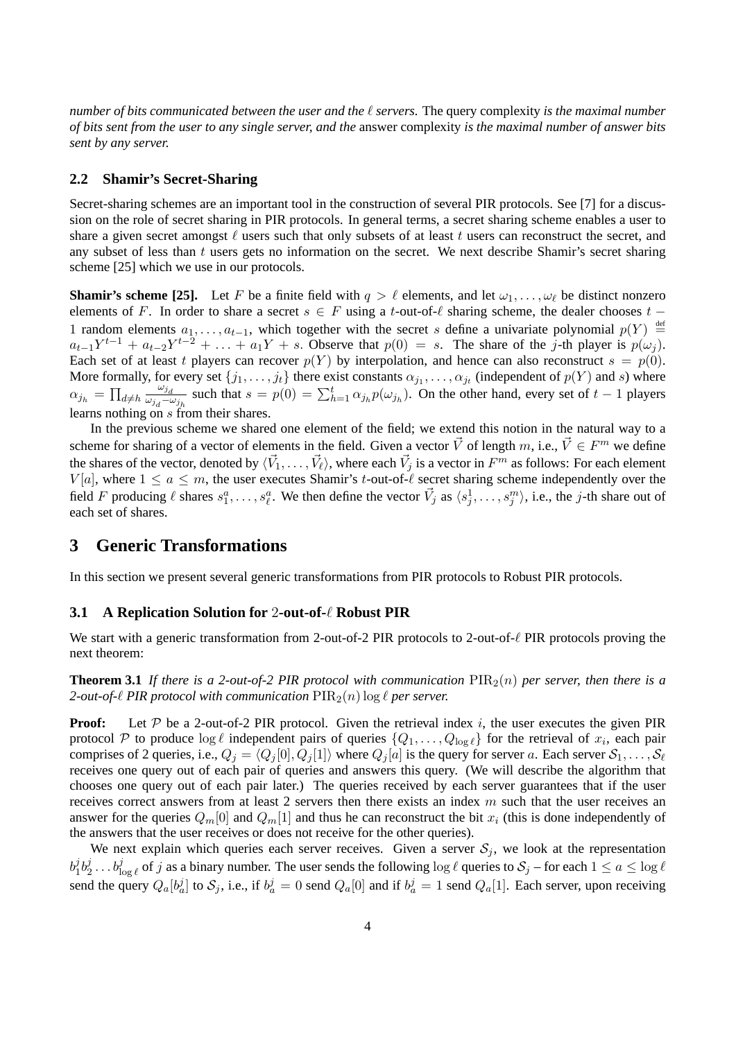*number of bits communicated between the user and the $\ell$ servers.* The query complexity *is the maximal number of bits sent from the user to any single server, and the* answer complexity *is the maximal number of answer bits sent by any server.*

### 2.2 Shamir's Secret-Sharing

Secret-sharing schemes are an important tool in the construction of several PIR protocols. See [7] for a discussion on the role of secret sharing in PIR protocols. In general terms, a secret sharing scheme enables a user to share a given secret amongst $\ell$ users such that only subsets of at least $t$ users can reconstruct the secret, and any subset of less than $t$ users gets no information on the secret. We next describe Shamir's secret sharing scheme [25] which we use in our protocols.

**Shamir's scheme [25].** Let $F$ be a finite field with $q > \ell$ elements, and let $\omega_1, \ldots, \omega_\ell$ be distinct nonzero elements of $F$. In order to share a secret $s \in F$ using a $t$-out-of-$\ell$ sharing scheme, the dealer chooses $t - 1$ random elements $a_1, \ldots, a_{t-1}$, which together with the secret $s$ define a univariate polynomial $p(Y) \stackrel{\text{def}}{=} a_{t-1}Y^{t-1} + a_{t-2}Y^{t-2} + \ldots + a_1 Y + s$. Observe that $p(0) = s$. The share of the $j$-th player is $p(\omega_j)$. Each set of at least $t$ players can recover $p(Y)$ by interpolation, and hence can also reconstruct $s = p(0)$. More formally, for every set $\{j_1, \ldots, j_t\}$ there exist constants $\alpha_{j_1}, \ldots, \alpha_{j_t}$ (independent of $p(Y)$ and $s$) where $\alpha_{j_h} = \prod_{d \neq h} \frac{\omega_{j_d}}{\omega_{j_d} - \omega_{j_h}}$ such that $s = p(0) = \sum_{h=1}^{t} \alpha_{j_h} p(\omega_{j_h})$. On the other hand, every set of $t - 1$ players learns nothing on $s$ from their shares.

In the previous scheme we shared one element of the field; we extend this notion in the natural way to a scheme for sharing of a vector of elements in the field. Given a vector $\vec{V}$ of length $m$, i.e., $\vec{V} \in F^m$ we define the shares of the vector, denoted by $\langle \vec{V}_1, \ldots, \vec{V}_\ell \rangle$, where each $\vec{V}_j$ is a vector in $F^m$ as follows: For each element $V[a]$, where $1 \leq a \leq m$, the user executes Shamir's $t$-out-of-$\ell$ secret sharing scheme independently over the field $F$ producing $\ell$ shares $s_1^a, \ldots, s_\ell^a$. We then define the vector $\vec{V}_j$ as $\langle s_j^1, \ldots, s_j^m \rangle$, i.e., the $j$-th share out of each set of shares.

## 3 Generic Transformations

In this section we present several generic transformations from PIR protocols to Robust PIR protocols.

### 3.1 A Replication Solution for 2-out-of-$\ell$ Robust PIR

We start with a generic transformation from 2-out-of-2 PIR protocols to 2-out-of-$\ell$ PIR protocols proving the next theorem:

**Theorem 3.1** *If there is a 2-out-of-2 PIR protocol with communication* $\mathrm{PIR}_2(n)$ *per server, then there is a 2-out-of-$\ell$ PIR protocol with communication* $\mathrm{PIR}_2(n) \log \ell$ *per server.*

**Proof:** Let $\mathcal{P}$ be a 2-out-of-2 PIR protocol. Given the retrieval index $i$, the user executes the given PIR protocol $\mathcal{P}$ to produce $\log \ell$ independent pairs of queries $\{Q_1, \ldots, Q_{\log \ell}\}$ for the retrieval of $x_i$, each pair comprises of 2 queries, i.e., $Q_j = \langle Q_j[0], Q_j[1] \rangle$ where $Q_j[a]$ is the query for server $a$. Each server $\mathcal{S}_1, \ldots, \mathcal{S}_\ell$ receives one query out of each pair of queries and answers this query. (We will describe the algorithm that chooses one query out of each pair later.) The queries received by each server guarantees that if the user receives correct answers from at least 2 servers then there exists an index $m$ such that the user receives an answer for the queries $Q_m[0]$ and $Q_m[1]$ and thus he can reconstruct the bit $x_i$ (this is done independently of the answers that the user receives or does not receive for the other queries).

We next explain which queries each server receives. Given a server $\mathcal{S}_j$, we look at the representation $b_1^j b_2^j \ldots b_{\log \ell}^j$ of $j$ as a binary number. The user sends the following $\log \ell$ queries to $\mathcal{S}_j$ – for each $1 \leq a \leq \log \ell$ send the query $Q_a[b_a^j]$ to $\mathcal{S}_j$, i.e., if $b_a^j = 0$ send $Q_a[0]$ and if $b_a^j = 1$ send $Q_a[1]$. Each server, upon receiving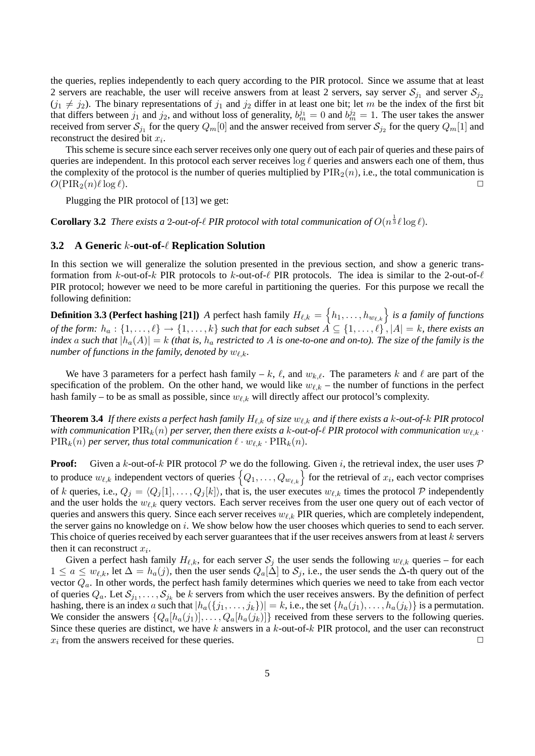the queries, replies independently to each query according to the PIR protocol. Since we assume that at least 2 servers are reachable, the user will receive answers from at least 2 servers, say server $\mathcal{S}_{j_1}$ and server $\mathcal{S}_{j_2}$ ($j_1 \neq j_2$). The binary representations of $j_1$ and $j_2$ differ in at least one bit; let $m$ be the index of the first bit that differs between $j_1$ and $j_2$, and without loss of generality, $b_m^{j_1} = 0$ and $b_m^{j_2} = 1$. The user takes the answer received from server $\mathcal{S}_{j_1}$ for the query $Q_m[0]$ and the answer received from server $\mathcal{S}_{j_2}$ for the query $Q_m[1]$ and reconstruct the desired bit $x_i$.

This scheme is secure since each server receives only one query out of each pair of queries and these pairs of queries are independent. In this protocol each server receives $\log \ell$ queries and answers each one of them, thus the complexity of the protocol is the number of queries multiplied by $\mathrm{PIR}_2(n)$, i.e., the total communication is $O(\mathrm{PIR}_2(n)\ell \log \ell)$. □

Plugging the PIR protocol of [13] we get:

**Corollary 3.2** *There exists a 2-out-of-$\ell$ PIR protocol with total communication of $O(n^{\frac{1}{3}}\ell \log \ell)$.*

### 3.2 A Generic $k$-out-of-$\ell$ Replication Solution

In this section we will generalize the solution presented in the previous section, and show a generic transformation from $k$-out-of-$k$ PIR protocols to $k$-out-of-$\ell$ PIR protocols. The idea is similar to the 2-out-of-$\ell$ PIR protocol; however we need to be more careful in partitioning the queries. For this purpose we recall the following definition:

**Definition 3.3 (Perfect hashing [21])** *A* perfect hash family $H_{\ell,k} = \left\{h_1, \ldots, h_{w_{\ell,k}}\right\}$ *is a family of functions of the form: $h_a : \{1,\ldots,\ell\} \to \{1,\ldots,k\}$ such that for each subset $A \subseteq \{1,\ldots,\ell\}, |A| = k$, there exists an index $a$ such that $|h_a(A)| = k$ (that is, $h_a$ restricted to $A$ is one-to-one and on-to). The size of the family is the number of functions in the family, denoted by $w_{\ell,k}$.*

We have 3 parameters for a perfect hash family – $k$, $\ell$, and $w_{k,\ell}$. The parameters $k$ and $\ell$ are part of the specification of the problem. On the other hand, we would like $w_{\ell,k}$ – the number of functions in the perfect hash family – to be as small as possible, since $w_{\ell,k}$ will directly affect our protocol's complexity.

**Theorem 3.4** *If there exists a perfect hash family $H_{\ell,k}$ of size $w_{\ell,k}$ and if there exists a $k$-out-of-$k$ PIR protocol with communication $\mathrm{PIR}_k(n)$ per server, then there exists a $k$-out-of-$\ell$ PIR protocol with communication $w_{\ell,k} \cdot \mathrm{PIR}_k(n)$ per server, thus total communication $\ell \cdot w_{\ell,k} \cdot \mathrm{PIR}_k(n)$.*

**Proof:** Given a $k$-out-of-$k$ PIR protocol $\mathcal{P}$ we do the following. Given $i$, the retrieval index, the user uses $\mathcal{P}$ to produce $w_{\ell,k}$ independent vectors of queries $\left\{Q_1, \ldots, Q_{w_{\ell,k}}\right\}$ for the retrieval of $x_i$, each vector comprises of $k$ queries, i.e., $Q_j = \langle Q_j[1], \ldots, Q_j[k]\rangle$, that is, the user executes $w_{\ell,k}$ times the protocol $\mathcal{P}$ independently and the user holds the $w_{\ell,k}$ query vectors. Each server receives from the user one query out of each vector of queries and answers this query. Since each server receives $w_{\ell,k}$ PIR queries, which are completely independent, the server gains no knowledge on $i$. We show below how the user chooses which queries to send to each server. This choice of queries received by each server guarantees that if the user receives answers from at least $k$ servers then it can reconstruct $x_i$.

Given a perfect hash family $H_{\ell,k}$, for each server $\mathcal{S}_j$ the user sends the following $w_{\ell,k}$ queries – for each $1 \leq a \leq w_{\ell,k}$, let $\Delta = h_a(j)$, then the user sends $Q_a[\Delta]$ to $\mathcal{S}_j$, i.e., the user sends the $\Delta$-th query out of the vector $Q_a$. In other words, the perfect hash family determines which queries we need to take from each vector of queries $Q_a$. Let $\mathcal{S}_{j_1}, \ldots, \mathcal{S}_{j_k}$ be $k$ servers from which the user receives answers. By the definition of perfect hashing, there is an index $a$ such that $|h_a(\{j_1,\ldots,j_k\})| = k$, i.e., the set $\{h_a(j_1),\ldots,h_a(j_k)\}$ is a permutation. We consider the answers $\{Q_a[h_a(j_1)], \ldots, Q_a[h_a(j_k)]\}$ received from these servers to the following queries. Since these queries are distinct, we have $k$ answers in a $k$-out-of-$k$ PIR protocol, and the user can reconstruct $x_i$ from the answers received for these queries. □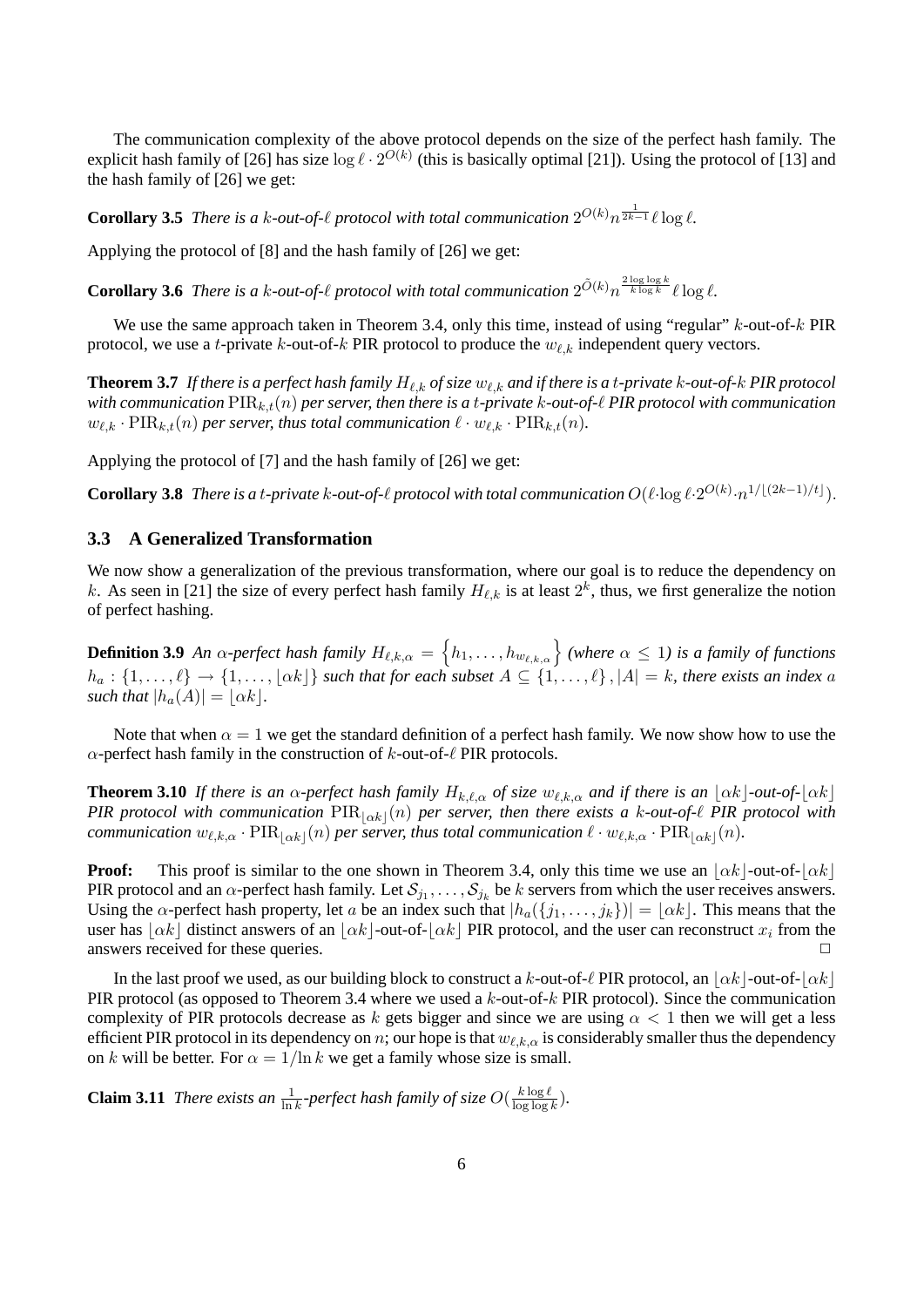The communication complexity of the above protocol depends on the size of the perfect hash family. The explicit hash family of [26] has size $\log \ell \cdot 2^{O(k)}$ (this is basically optimal [21]). Using the protocol of [13] and the hash family of [26] we get:

**Corollary 3.5** *There is a $k$-out-of-$\ell$ protocol with total communication $2^{O(k)} n^{\frac{1}{2k-1}} \ell \log \ell$.*

Applying the protocol of [8] and the hash family of [26] we get:

**Corollary 3.6** *There is a $k$-out-of-$\ell$ protocol with total communication $2^{\tilde{O}(k)} n^{\frac{2 \log \log k}{k \log k}} \ell \log \ell$.*

We use the same approach taken in Theorem 3.4, only this time, instead of using "regular" $k$-out-of-$k$ PIR protocol, we use a $t$-private $k$-out-of-$k$ PIR protocol to produce the $w_{\ell,k}$ independent query vectors.

**Theorem 3.7** *If there is a perfect hash family $H_{\ell,k}$ of size $w_{\ell,k}$ and if there is a $t$-private $k$-out-of-$k$ PIR protocol with communication $\mathrm{PIR}_{k,t}(n)$ per server, then there is a $t$-private $k$-out-of-$\ell$ PIR protocol with communication $w_{\ell,k} \cdot \mathrm{PIR}_{k,t}(n)$ per server, thus total communication $\ell \cdot w_{\ell,k} \cdot \mathrm{PIR}_{k,t}(n)$.*

Applying the protocol of [7] and the hash family of [26] we get:

**Corollary 3.8** *There is a $t$-private $k$-out-of-$\ell$ protocol with total communication $O(\ell \cdot \log \ell \cdot 2^{O(k)} \cdot n^{1/\lfloor (2k-1)/t \rfloor})$.*

### 3.3 A Generalized Transformation

We now show a generalization of the previous transformation, where our goal is to reduce the dependency on $k$. As seen in [21] the size of every perfect hash family $H_{\ell,k}$ is at least $2^k$, thus, we first generalize the notion of perfect hashing.

**Definition 3.9** *An $\alpha$-perfect hash family $H_{\ell,k,\alpha} = \left\{ h_1, \ldots, h_{w_{\ell,k,\alpha}} \right\}$ (where $\alpha \leq 1$) is a family of functions $h_a : \{1, \ldots, \ell\} \to \{1, \ldots, \lfloor \alpha k \rfloor\}$ such that for each subset $A \subseteq \{1, \ldots, \ell\}, |A| = k$, there exists an index $a$ such that $|h_a(A)| = \lfloor \alpha k \rfloor$.*

Note that when $\alpha = 1$ we get the standard definition of a perfect hash family. We now show how to use the $\alpha$-perfect hash family in the construction of $k$-out-of-$\ell$ PIR protocols.

**Theorem 3.10** *If there is an $\alpha$-perfect hash family $H_{k,\ell,\alpha}$ of size $w_{\ell,k,\alpha}$ and if there is an $\lfloor \alpha k \rfloor$-out-of-$\lfloor \alpha k \rfloor$ PIR protocol with communication $\mathrm{PIR}_{\lfloor \alpha k \rfloor}(n)$ per server, then there exists a $k$-out-of-$\ell$ PIR protocol with communication $w_{\ell,k,\alpha} \cdot \mathrm{PIR}_{\lfloor \alpha k \rfloor}(n)$ per server, thus total communication $\ell \cdot w_{\ell,k,\alpha} \cdot \mathrm{PIR}_{\lfloor \alpha k \rfloor}(n)$.*

**Proof:** This proof is similar to the one shown in Theorem 3.4, only this time we use an $\lfloor \alpha k \rfloor$-out-of-$\lfloor \alpha k \rfloor$ PIR protocol and an $\alpha$-perfect hash family. Let $\mathcal{S}_{j_1}, \ldots, \mathcal{S}_{j_k}$ be $k$ servers from which the user receives answers. Using the $\alpha$-perfect hash property, let $a$ be an index such that $|h_a(\{j_1, \ldots, j_k\})| = \lfloor \alpha k \rfloor$. This means that the user has $\lfloor \alpha k \rfloor$ distinct answers of an $\lfloor \alpha k \rfloor$-out-of-$\lfloor \alpha k \rfloor$ PIR protocol, and the user can reconstruct $x_i$ from the answers received for these queries. $\Box$

In the last proof we used, as our building block to construct a $k$-out-of-$\ell$ PIR protocol, an $\lfloor \alpha k \rfloor$-out-of-$\lfloor \alpha k \rfloor$ PIR protocol (as opposed to Theorem 3.4 where we used a $k$-out-of-$k$ PIR protocol). Since the communication complexity of PIR protocols decrease as $k$ gets bigger and since we are using $\alpha < 1$ then we will get a less efficient PIR protocol in its dependency on $n$; our hope is that $w_{\ell,k,\alpha}$ is considerably smaller thus the dependency on $k$ will be better. For $\alpha = 1/\ln k$ we get a family whose size is small.

**Claim 3.11** *There exists an $\frac{1}{\ln k}$-perfect hash family of size $O(\frac{k \log \ell}{\log \log k})$.*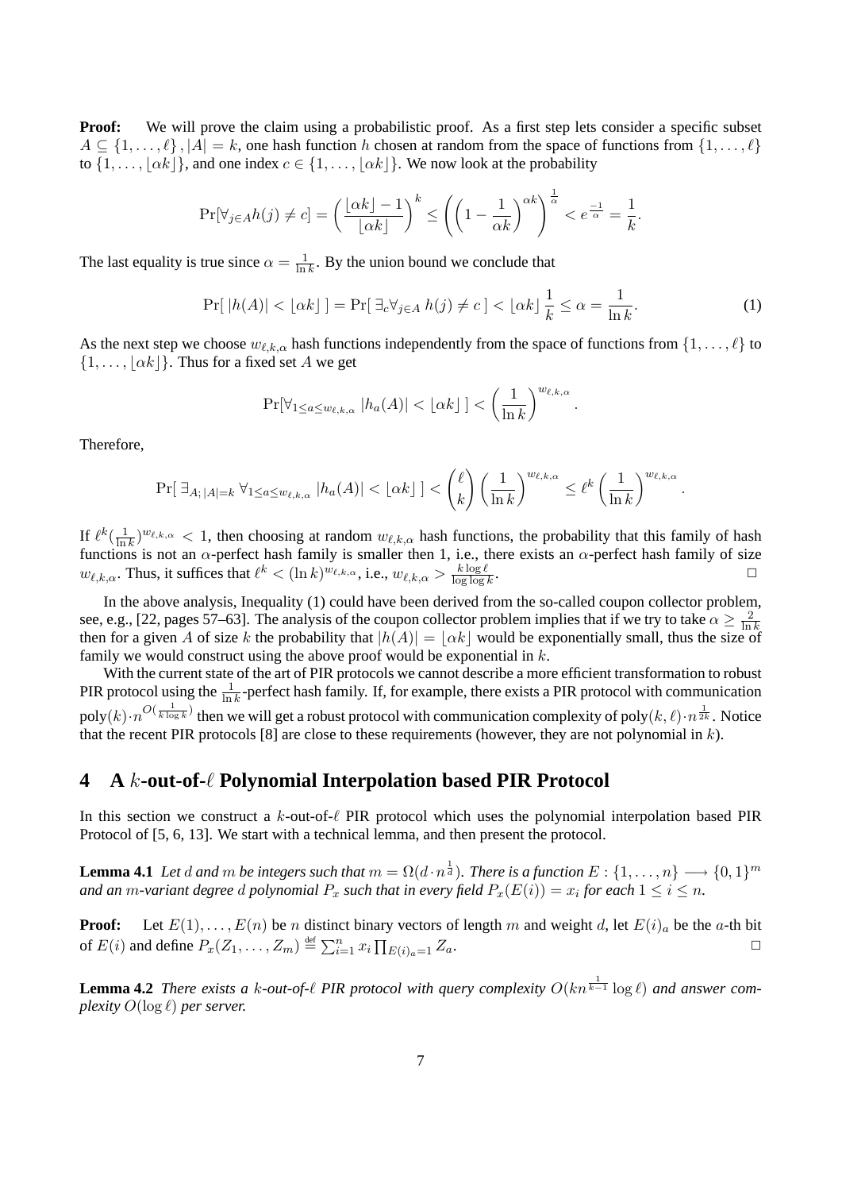**Proof:** We will prove the claim using a probabilistic proof. As a first step lets consider a specific subset $A \subseteq \{1, \ldots, \ell\}, |A| = k$, one hash function $h$ chosen at random from the space of functions from $\{1, \ldots, \ell\}$ to $\{1, \ldots, \lfloor \alpha k \rfloor\}$, and one index $c \in \{1, \ldots, \lfloor \alpha k \rfloor\}$. We now look at the probability

$$\Pr[\forall_{j \in A} h(j) \neq c] = \left(\frac{\lfloor \alpha k \rfloor - 1}{\lfloor \alpha k \rfloor}\right)^k \leq \left(\left(1 - \frac{1}{\alpha k}\right)^{\alpha k}\right)^{\frac{1}{\alpha}} < e^{\frac{-1}{\alpha}} = \frac{1}{k}.$$

The last equality is true since $\alpha = \frac{1}{\ln k}$. By the union bound we conclude that

$$\Pr[\, |h(A)| < \lfloor \alpha k \rfloor \,] = \Pr[\, \exists_c \forall_{j \in A}\, h(j) \neq c \,] < \lfloor \alpha k \rfloor \frac{1}{k} \leq \alpha = \frac{1}{\ln k}. \tag{1}$$

As the next step we choose $w_{\ell,k,\alpha}$ hash functions independently from the space of functions from $\{1, \ldots, \ell\}$ to $\{1, \ldots, \lfloor \alpha k \rfloor\}$. Thus for a fixed set $A$ we get

$$\Pr[\forall_{1 \leq a \leq w_{\ell,k,\alpha}}\, |h_a(A)| < \lfloor \alpha k \rfloor \,] < \left(\frac{1}{\ln k}\right)^{w_{\ell,k,\alpha}}.$$

Therefore,

$$\Pr[\, \exists_{A;\, |A|=k}\, \forall_{1 \leq a \leq w_{\ell,k,\alpha}}\, |h_a(A)| < \lfloor \alpha k \rfloor \,] < \binom{\ell}{k} \left(\frac{1}{\ln k}\right)^{w_{\ell,k,\alpha}} \leq \ell^k \left(\frac{1}{\ln k}\right)^{w_{\ell,k,\alpha}}.$$

If $\ell^k (\frac{1}{\ln k})^{w_{\ell,k,\alpha}} < 1$, then choosing at random $w_{\ell,k,\alpha}$ hash functions, the probability that this family of hash functions is not an $\alpha$-perfect hash family is smaller then 1, i.e., there exists an $\alpha$-perfect hash family of size $w_{\ell,k,\alpha}$. Thus, it suffices that $\ell^k < (\ln k)^{w_{\ell,k,\alpha}}$, i.e., $w_{\ell,k,\alpha} > \frac{k \log \ell}{\log \log k}$. □

In the above analysis, Inequality (1) could have been derived from the so-called coupon collector problem, see, e.g., [22, pages 57–63]. The analysis of the coupon collector problem implies that if we try to take $\alpha \geq \frac{2}{\ln k}$ then for a given $A$ of size $k$ the probability that $|h(A)| = \lfloor \alpha k \rfloor$ would be exponentially small, thus the size of family we would construct using the above proof would be exponential in $k$.

With the current state of the art of PIR protocols we cannot describe a more efficient transformation to robust PIR protocol using the $\frac{1}{\ln k}$-perfect hash family. If, for example, there exists a PIR protocol with communication $\text{poly}(k) \cdot n^{O(\frac{1}{k \log k})}$ then we will get a robust protocol with communication complexity of $\text{poly}(k, \ell) \cdot n^{\frac{1}{2k}}$. Notice that the recent PIR protocols [8] are close to these requirements (however, they are not polynomial in $k$).

## 4 A $k$-out-of-$\ell$ Polynomial Interpolation based PIR Protocol

In this section we construct a $k$-out-of-$\ell$ PIR protocol which uses the polynomial interpolation based PIR Protocol of [5, 6, 13]. We start with a technical lemma, and then present the protocol.

**Lemma 4.1** *Let $d$ and $m$ be integers such that $m = \Omega(d \cdot n^{\frac{1}{d}})$. There is a function $E : \{1, \ldots, n\} \longrightarrow \{0, 1\}^m$ and an $m$-variant degree $d$ polynomial $P_x$ such that in every field $P_x(E(i)) = x_i$ for each $1 \leq i \leq n$.*

**Proof:** Let $E(1), \ldots, E(n)$ be $n$ distinct binary vectors of length $m$ and weight $d$, let $E(i)_a$ be the $a$-th bit of $E(i)$ and define $P_x(Z_1, \ldots, Z_m) \stackrel{\text{def}}{=} \sum_{i=1}^n x_i \prod_{E(i)_a = 1} Z_a$. □

**Lemma 4.2** *There exists a $k$-out-of-$\ell$ PIR protocol with query complexity $O(kn^{\frac{1}{k-1}} \log \ell)$ and answer complexity $O(\log \ell)$ per server.*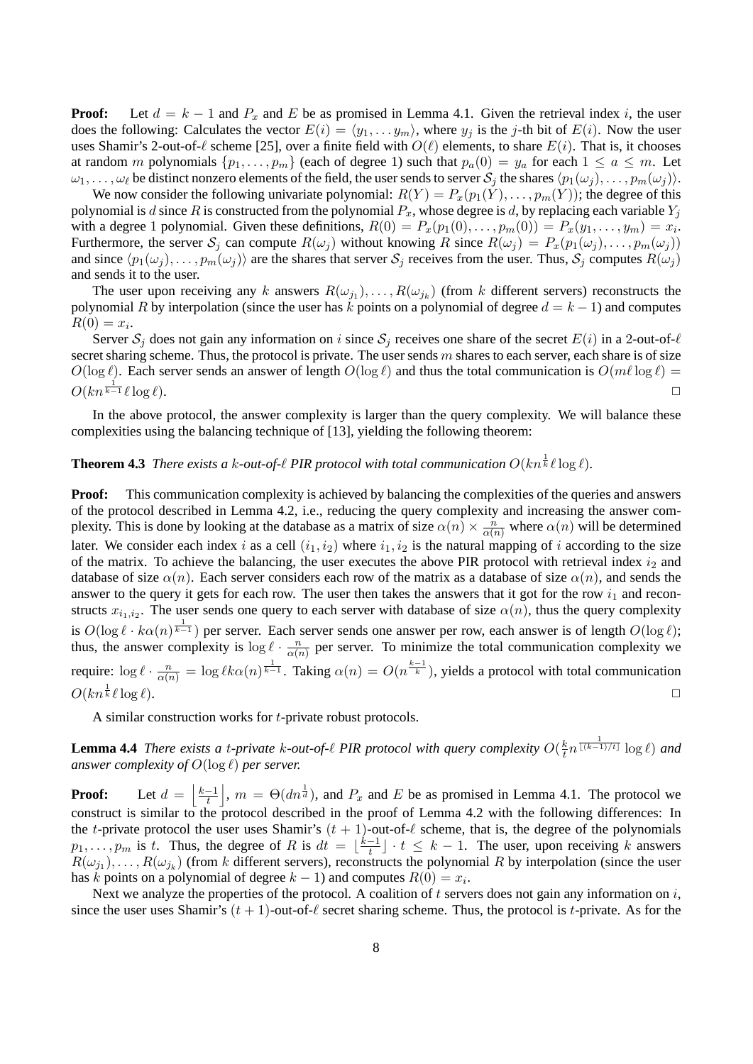**Proof:** Let $d = k-1$ and $P_x$ and $E$ be as promised in Lemma 4.1. Given the retrieval index $i$, the user does the following: Calculates the vector $E(i) = \langle y_1, \dots y_m \rangle$, where $y_j$ is the $j$-th bit of $E(i)$. Now the user uses Shamir's 2-out-of-$\ell$ scheme [25], over a finite field with $O(\ell)$ elements, to share $E(i)$. That is, it chooses at random $m$ polynomials $\{p_1, \dots, p_m\}$ (each of degree 1) such that $p_a(0) = y_a$ for each $1 \le a \le m$. Let $\omega_1, \dots, \omega_\ell$ be distinct nonzero elements of the field, the user sends to server $\mathcal{S}_j$ the shares $\langle p_1(\omega_j), \dots, p_m(\omega_j) \rangle$.

We now consider the following univariate polynomial: $R(Y) = P_x(p_1(Y), \dots, p_m(Y))$; the degree of this polynomial is $d$ since $R$ is constructed from the polynomial $P_x$, whose degree is $d$, by replacing each variable $Y_j$ with a degree 1 polynomial. Given these definitions, $R(0) = P_x(p_1(0), \dots, p_m(0)) = P_x(y_1, \dots, y_m) = x_i$. Furthermore, the server $\mathcal{S}_j$ can compute $R(\omega_j)$ without knowing $R$ since $R(\omega_j) = P_x(p_1(\omega_j), \dots, p_m(\omega_j))$ and since $\langle p_1(\omega_j), \dots, p_m(\omega_j) \rangle$ are the shares that server $\mathcal{S}_j$ receives from the user. Thus, $\mathcal{S}_j$ computes $R(\omega_j)$ and sends it to the user.

The user upon receiving any $k$ answers $R(\omega_{j_1}), \dots, R(\omega_{j_k})$ (from $k$ different servers) reconstructs the polynomial $R$ by interpolation (since the user has $k$ points on a polynomial of degree $d = k-1$) and computes $R(0) = x_i$.

Server $\mathcal{S}_j$ does not gain any information on $i$ since $\mathcal{S}_j$ receives one share of the secret $E(i)$ in a 2-out-of-$\ell$ secret sharing scheme. Thus, the protocol is private. The user sends $m$ shares to each server, each share is of size $O(\log \ell)$. Each server sends an answer of length $O(\log \ell)$ and thus the total communication is $O(m \ell \log \ell) = O(k n^{\frac{1}{k-1}} \ell \log \ell)$. □

In the above protocol, the answer complexity is larger than the query complexity. We will balance these complexities using the balancing technique of [13], yielding the following theorem:

**Theorem 4.3** *There exists a $k$-out-of-$\ell$ PIR protocol with total communication $O(k n^{\frac{1}{k}} \ell \log \ell)$.*

**Proof:** This communication complexity is achieved by balancing the complexities of the queries and answers of the protocol described in Lemma 4.2, i.e., reducing the query complexity and increasing the answer complexity. This is done by looking at the database as a matrix of size $\alpha(n) \times \frac{n}{\alpha(n)}$ where $\alpha(n)$ will be determined later. We consider each index $i$ as a cell $(i_1, i_2)$ where $i_1, i_2$ is the natural mapping of $i$ according to the size of the matrix. To achieve the balancing, the user executes the above PIR protocol with retrieval index $i_2$ and database of size $\alpha(n)$. Each server considers each row of the matrix as a database of size $\alpha(n)$, and sends the answer to the query it gets for each row. The user then takes the answers that it got for the row $i_1$ and reconstructs $x_{i_1, i_2}$. The user sends one query to each server with database of size $\alpha(n)$, thus the query complexity is $O(\log \ell \cdot k \alpha(n)^{\frac{1}{k-1}})$ per server. Each server sends one answer per row, each answer is of length $O(\log \ell)$; thus, the answer complexity is $\log \ell \cdot \frac{n}{\alpha(n)}$ per server. To minimize the total communication complexity we require: $\log \ell \cdot \frac{n}{\alpha(n)} = \log \ell k \alpha(n)^{\frac{1}{k-1}}$. Taking $\alpha(n) = O(n^{\frac{k-1}{k}})$, yields a protocol with total communication $O(k n^{\frac{1}{k}} \ell \log \ell)$. □

A similar construction works for $t$-private robust protocols.

**Lemma 4.4** *There exists a $t$-private $k$-out-of-$\ell$ PIR protocol with query complexity $O(\frac{k}{t} n^{\frac{1}{\lfloor (k-1)/t \rfloor}} \log \ell)$ and answer complexity of $O(\log \ell)$ per server.*

**Proof:** Let $d = \left\lfloor \frac{k-1}{t} \right\rfloor$, $m = \Theta(d n^{\frac{1}{d}})$, and $P_x$ and $E$ be as promised in Lemma 4.1. The protocol we construct is similar to the protocol described in the proof of Lemma 4.2 with the following differences: In the $t$-private protocol the user uses Shamir's $(t+1)$-out-of-$\ell$ scheme, that is, the degree of the polynomials $p_1, \dots, p_m$ is $t$. Thus, the degree of $R$ is $dt = \lfloor \frac{k-1}{t} \rfloor \cdot t \le k-1$. The user, upon receiving $k$ answers $R(\omega_{j_1}), \dots, R(\omega_{j_k})$ (from $k$ different servers), reconstructs the polynomial $R$ by interpolation (since the user has $k$ points on a polynomial of degree $k-1$) and computes $R(0) = x_i$.

Next we analyze the properties of the protocol. A coalition of $t$ servers does not gain any information on $i$, since the user uses Shamir's $(t+1)$-out-of-$\ell$ secret sharing scheme. Thus, the protocol is $t$-private. As for the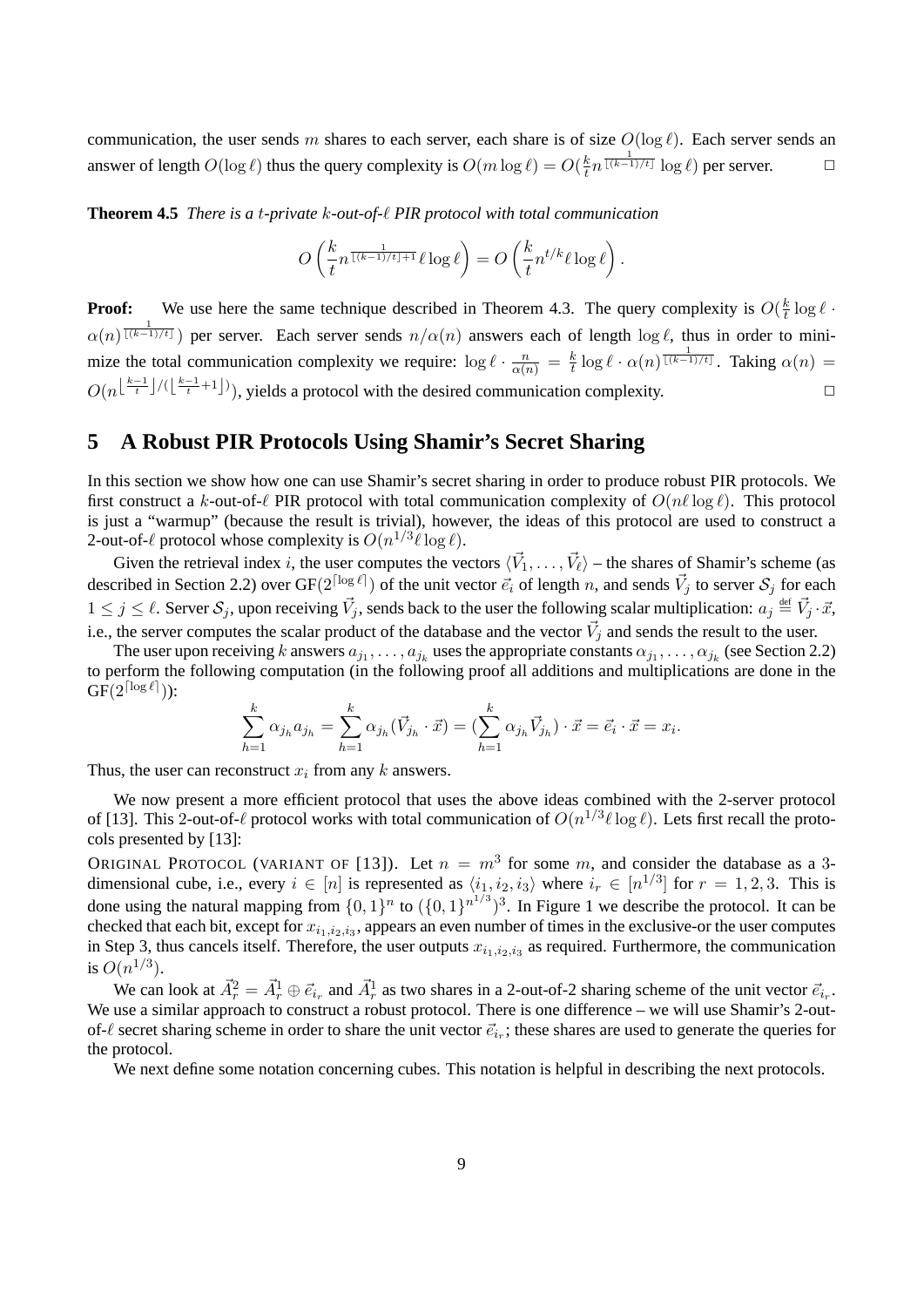communication, the user sends $m$ shares to each server, each share is of size $O(\log \ell)$. Each server sends an answer of length $O(\log \ell)$ thus the query complexity is $O(m \log \ell) = O(\frac{k}{t} n^{\frac{1}{\lfloor (k-1)/t \rfloor}} \log \ell)$ per server. □

**Theorem 4.5** *There is a $t$-private $k$-out-of-$\ell$ PIR protocol with total communication*

$$O\left(\frac{k}{t} n^{\frac{1}{\lfloor (k-1)/t \rfloor + 1}} \ell \log \ell\right) = O\left(\frac{k}{t} n^{t/k} \ell \log \ell\right).$$

**Proof:** We use here the same technique described in Theorem 4.3. The query complexity is $O(\frac{k}{t} \log \ell \cdot \alpha(n)^{\frac{1}{\lfloor (k-1)/t \rfloor}})$ per server. Each server sends $n/\alpha(n)$ answers each of length $\log \ell$, thus in order to minimize the total communication complexity we require: $\log \ell \cdot \frac{n}{\alpha(n)} = \frac{k}{t} \log \ell \cdot \alpha(n)^{\frac{1}{\lfloor (k-1)/t \rfloor}}$. Taking $\alpha(n) = O(n^{\lfloor \frac{k-1}{t} \rfloor / (\lfloor \frac{k-1}{t} + 1 \rfloor)})$, yields a protocol with the desired communication complexity. □

## 5 A Robust PIR Protocols Using Shamir's Secret Sharing

In this section we show how one can use Shamir's secret sharing in order to produce robust PIR protocols. We first construct a $k$-out-of-$\ell$ PIR protocol with total communication complexity of $O(n\ell \log \ell)$. This protocol is just a "warmup" (because the result is trivial), however, the ideas of this protocol are used to construct a 2-out-of-$\ell$ protocol whose complexity is $O(n^{1/3} \ell \log \ell)$.

Given the retrieval index $i$, the user computes the vectors $\langle \vec{V}_1, \ldots, \vec{V}_\ell \rangle$ – the shares of Shamir's scheme (as described in Section 2.2) over $\mathrm{GF}(2^{\lceil \log \ell \rceil})$ of the unit vector $\vec{e}_i$ of length $n$, and sends $\vec{V}_j$ to server $\mathcal{S}_j$ for each $1 \le j \le \ell$. Server $\mathcal{S}_j$, upon receiving $\vec{V}_j$, sends back to the user the following scalar multiplication: $a_j \stackrel{\text{def}}{=} \vec{V}_j \cdot \vec{x}$, i.e., the server computes the scalar product of the database and the vector $\vec{V}_j$ and sends the result to the user.

The user upon receiving $k$ answers $a_{j_1}, \ldots, a_{j_k}$ uses the appropriate constants $\alpha_{j_1}, \ldots, \alpha_{j_k}$ (see Section 2.2) to perform the following computation (in the following proof all additions and multiplications are done in the $\mathrm{GF}(2^{\lceil \log \ell \rceil})$):

$$\sum_{h=1}^{k} \alpha_{j_h} a_{j_h} = \sum_{h=1}^{k} \alpha_{j_h} (\vec{V}_{j_h} \cdot \vec{x}) = (\sum_{h=1}^{k} \alpha_{j_h} \vec{V}_{j_h}) \cdot \vec{x} = \vec{e}_i \cdot \vec{x} = x_i.$$

Thus, the user can reconstruct $x_i$ from any $k$ answers.

We now present a more efficient protocol that uses the above ideas combined with the 2-server protocol of [13]. This 2-out-of-$\ell$ protocol works with total communication of $O(n^{1/3} \ell \log \ell)$. Lets first recall the protocols presented by [13]:

ORIGINAL PROTOCOL (VARIANT OF [13]). Let $n = m^3$ for some $m$, and consider the database as a 3-dimensional cube, i.e., every $i \in [n]$ is represented as $\langle i_1, i_2, i_3 \rangle$ where $i_r \in [n^{1/3}]$ for $r = 1, 2, 3$. This is done using the natural mapping from $\{0,1\}^n$ to $(\{0,1\}^{n^{1/3}})^3$. In Figure 1 we describe the protocol. It can be checked that each bit, except for $x_{i_1, i_2, i_3}$, appears an even number of times in the exclusive-or the user computes in Step 3, thus cancels itself. Therefore, the user outputs $x_{i_1, i_2, i_3}$ as required. Furthermore, the communication is $O(n^{1/3})$.

We can look at $\vec{A}_r^2 = \vec{A}_r^1 \oplus \vec{e}_{i_r}$ and $\vec{A}_r^1$ as two shares in a 2-out-of-2 sharing scheme of the unit vector $\vec{e}_{i_r}$. We use a similar approach to construct a robust protocol. There is one difference – we will use Shamir's 2-out-of-$\ell$ secret sharing scheme in order to share the unit vector $\vec{e}_{i_r}$; these shares are used to generate the queries for the protocol.

We next define some notation concerning cubes. This notation is helpful in describing the next protocols.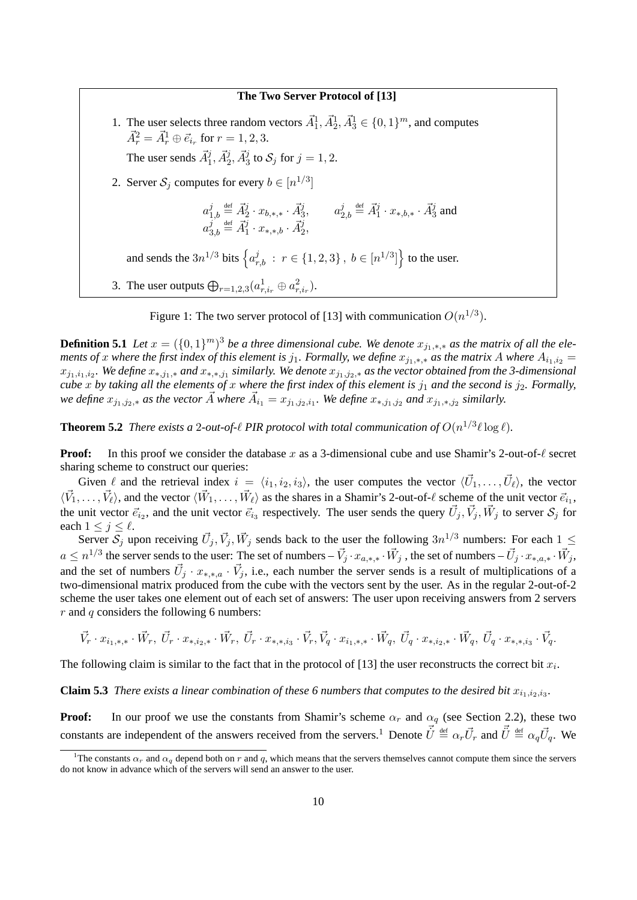**The Two Server Protocol of [13]**

1. The user selects three random vectors $\vec{A}_1^1, \vec{A}_2^1, \vec{A}_3^1 \in \{0,1\}^m$, and computes $\vec{A}_r^2 = \vec{A}_r^1 \oplus \vec{e}_{i_r}$ for $r = 1,2,3$.
   The user sends $\vec{A}_1^j, \vec{A}_2^j, \vec{A}_3^j$ to $\mathcal{S}_j$ for $j = 1,2$.
2. Server $\mathcal{S}_j$ computes for every $b \in [n^{1/3}]$

$$a_{1,b}^j \stackrel{\text{def}}{=} \vec{A}_2^j \cdot x_{b,*,*} \cdot \vec{A}_3^j, \qquad a_{2,b}^j \stackrel{\text{def}}{=} \vec{A}_1^j \cdot x_{*,b,*} \cdot \vec{A}_3^j \text{ and}$$
$$a_{3,b}^j \stackrel{\text{def}}{=} \vec{A}_1^j \cdot x_{*,*,b} \cdot \vec{A}_2^j,$$

   and sends the $3n^{1/3}$ bits $\left\{ a_{r,b}^j \ : \ r \in \{1,2,3\}, \ b \in [n^{1/3}] \right\}$ to the user.
3. The user outputs $\bigoplus_{r=1,2,3}(a_{r,i_r}^1 \oplus a_{r,i_r}^2)$.

Figure 1: The two server protocol of [13] with communication $O(n^{1/3})$.

**Definition 5.1** *Let $x = (\{0,1\}^m)^3$ be a three dimensional cube. We denote $x_{j_1,*,*}$ as the matrix of all the elements of $x$ where the first index of this element is $j_1$. Formally, we define $x_{j_1,*,*}$ as the matrix $A$ where $A_{i_1,i_2} = x_{j_1,i_1,i_2}$. We define $x_{*,j_1,*}$ and $x_{*,*,j_1}$ similarly. We denote $x_{j_1,j_2,*}$ as the vector obtained from the 3-dimensional cube $x$ by taking all the elements of $x$ where the first index of this element is $j_1$ and the second is $j_2$. Formally, we define $x_{j_1,j_2,*}$ as the vector $\vec{A}$ where $\vec{A}_{i_1} = x_{j_1,j_2,i_1}$. We define $x_{*,j_1,j_2}$ and $x_{j_1,*,j_2}$ similarly.*

**Theorem 5.2** *There exists a 2-out-of-$\ell$ PIR protocol with total communication of $O(n^{1/3}\ell \log \ell)$.*

**Proof:** In this proof we consider the database $x$ as a 3-dimensional cube and use Shamir's 2-out-of-$\ell$ secret sharing scheme to construct our queries:

Given $\ell$ and the retrieval index $i = \langle i_1, i_2, i_3 \rangle$, the user computes the vector $\langle \vec{U}_1, \ldots, \vec{U}_\ell \rangle$, the vector $\langle \vec{V}_1, \ldots, \vec{V}_\ell \rangle$, and the vector $\langle \vec{W}_1, \ldots, \vec{W}_\ell \rangle$ as the shares in a Shamir's 2-out-of-$\ell$ scheme of the unit vector $\vec{e}_{i_1}$, the unit vector $\vec{e}_{i_2}$, and the unit vector $\vec{e}_{i_3}$ respectively. The user sends the query $\vec{U}_j, \vec{V}_j, \vec{W}_j$ to server $\mathcal{S}_j$ for each $1 \leq j \leq \ell$.

Server $\mathcal{S}_j$ upon receiving $\vec{U}_j, \vec{V}_j, \vec{W}_j$ sends back to the user the following $3n^{1/3}$ numbers: For each $1 \leq a \leq n^{1/3}$ the server sends to the user: The set of numbers – $\vec{V}_j \cdot x_{a,*,*} \cdot \vec{W}_j$, the set of numbers – $\vec{U}_j \cdot x_{*,a,*} \cdot \vec{W}_j$, and the set of numbers $\vec{U}_j \cdot x_{*,*,a} \cdot \vec{V}_j$, i.e., each number the server sends is a result of multiplications of a two-dimensional matrix produced from the cube with the vectors sent by the user. As in the regular 2-out-of-2 scheme the user takes one element out of each set of answers: The user upon receiving answers from 2 servers $r$ and $q$ considers the following 6 numbers:

$$\vec{V}_r \cdot x_{i_1,*,*} \cdot \vec{W}_r, \ \vec{U}_r \cdot x_{*,i_2,*} \cdot \vec{W}_r, \ \vec{U}_r \cdot x_{*,*,i_3} \cdot \vec{V}_r, \vec{V}_q \cdot x_{i_1,*,*} \cdot \vec{W}_q, \ \vec{U}_q \cdot x_{*,i_2,*} \cdot \vec{W}_q, \ \vec{U}_q \cdot x_{*,*,i_3} \cdot \vec{V}_q.$$

The following claim is similar to the fact that in the protocol of [13] the user reconstructs the correct bit $x_i$.

**Claim 5.3** *There exists a linear combination of these 6 numbers that computes to the desired bit $x_{i_1,i_2,i_3}$.*

**Proof:** In our proof we use the constants from Shamir's scheme $\alpha_r$ and $\alpha_q$ (see Section 2.2), these two constants are independent of the answers received from the servers.[1] Denote $\vec{\hat{U}} \stackrel{\text{def}}{=} \alpha_r \vec{U}_r$ and $\vec{\hat{\hat{U}}} \stackrel{\text{def}}{=} \alpha_q \vec{U}_q$. We

[1] The constants $\alpha_r$ and $\alpha_q$ depend both on $r$ and $q$, which means that the servers themselves cannot compute them since the servers do not know in advance which of the servers will send an answer to the user.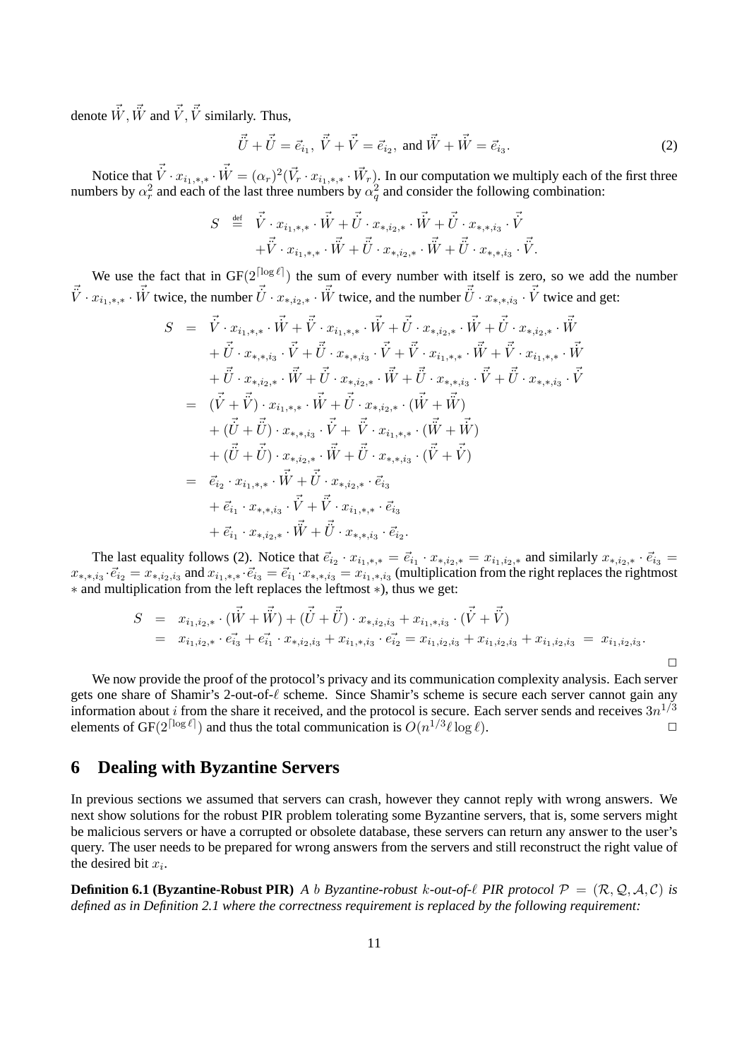denote $\vec{W}, \vec{\tilde{W}}$ and $\vec{V}, \vec{\tilde{V}}$ similarly. Thus,

$$\vec{\tilde{U}} + \vec{U} = \vec{e}_{i_1}, \; \vec{\tilde{V}} + \vec{V} = \vec{e}_{i_2}, \text{ and } \vec{\tilde{W}} + \vec{W} = \vec{e}_{i_3}. \tag{2}$$

Notice that $\vec{V} \cdot x_{i_1,*,*} \cdot \vec{W} = (\alpha_r)^2(\vec{V}_r \cdot x_{i_1,*,*} \cdot \vec{W}_r)$. In our computation we multiply each of the first three numbers by $\alpha_r^2$ and each of the last three numbers by $\alpha_q^2$ and consider the following combination:

$$\begin{aligned} S \;\stackrel{\text{def}}{=}\; & \vec{V} \cdot x_{i_1,*,*} \cdot \vec{W} + \vec{U} \cdot x_{*,i_2,*} \cdot \vec{W} + \vec{U} \cdot x_{*,*,i_3} \cdot \vec{V} \\ & + \vec{\tilde{V}} \cdot x_{i_1,*,*} \cdot \vec{\tilde{W}} + \vec{\tilde{U}} \cdot x_{*,i_2,*} \cdot \vec{\tilde{W}} + \vec{\tilde{U}} \cdot x_{*,*,i_3} \cdot \vec{\tilde{V}}. \end{aligned}$$

We use the fact that in GF$(2^{\lceil \log \ell \rceil})$ the sum of every number with itself is zero, so we add the number $\vec{\tilde{V}} \cdot x_{i_1,*,*} \cdot \vec{W}$ twice, the number $\vec{\tilde{U}} \cdot x_{*,i_2,*} \cdot \vec{W}$ twice, and the number $\vec{\tilde{U}} \cdot x_{*,*,i_3} \cdot \vec{V}$ twice and get:

$$\begin{aligned} S \;=\; & \vec{V} \cdot x_{i_1,*,*} \cdot \vec{W} + \vec{\tilde{V}} \cdot x_{i_1,*,*} \cdot \vec{W} + \vec{U} \cdot x_{*,i_2,*} \cdot \vec{W} + \vec{\tilde{U}} \cdot x_{*,i_2,*} \cdot \vec{\tilde{W}} \\ & + \vec{U} \cdot x_{*,*,i_3} \cdot \vec{V} + \vec{\tilde{U}} \cdot x_{*,*,i_3} \cdot \vec{V} + \vec{\tilde{V}} \cdot x_{i_1,*,*} \cdot \vec{\tilde{W}} + \vec{\tilde{V}} \cdot x_{i_1,*,*} \cdot \vec{W} \\ & + \vec{\tilde{U}} \cdot x_{*,i_2,*} \cdot \vec{W} + \vec{U} \cdot x_{*,i_2,*} \cdot \vec{\tilde{W}} + \vec{\tilde{U}} \cdot x_{*,*,i_3} \cdot \vec{\tilde{V}} + \vec{\tilde{U}} \cdot x_{*,*,i_3} \cdot \vec{V} \\ =\; & (\vec{V} + \vec{\tilde{V}}) \cdot x_{i_1,*,*} \cdot \vec{W} + \vec{U} \cdot x_{*,i_2,*} \cdot (\vec{W} + \vec{\tilde{W}}) \\ & + (\vec{U} + \vec{\tilde{U}}) \cdot x_{*,*,i_3} \cdot \vec{V} + \; \vec{\tilde{V}} \cdot x_{i_1,*,*} \cdot (\vec{\tilde{W}} + \vec{W}) \\ & + (\vec{\tilde{U}} + \vec{U}) \cdot x_{*,i_2,*} \cdot \vec{W} + \vec{\tilde{U}} \cdot x_{*,*,i_3} \cdot (\vec{\tilde{V}} + \vec{V}) \\ =\; & \vec{e}_{i_2} \cdot x_{i_1,*,*} \cdot \vec{W} + \vec{U} \cdot x_{*,i_2,*} \cdot \vec{e}_{i_3} \\ & + \vec{e}_{i_1} \cdot x_{*,*,i_3} \cdot \vec{V} + \vec{\tilde{V}} \cdot x_{i_1,*,*} \cdot \vec{e}_{i_3} \\ & + \vec{e}_{i_1} \cdot x_{*,i_2,*} \cdot \vec{\tilde{W}} + \vec{\tilde{U}} \cdot x_{*,*,i_3} \cdot \vec{e}_{i_2}. \end{aligned}$$

The last equality follows (2). Notice that $\vec{e}_{i_2} \cdot x_{i_1,*,*} = \vec{e}_{i_1} \cdot x_{*,i_2,*} = x_{i_1,i_2,*}$ and similarly $x_{*,i_2,*} \cdot \vec{e}_{i_3} = x_{*,*,i_3} \cdot \vec{e}_{i_2} = x_{*,i_2,i_3}$ and $x_{i_1,*,*} \cdot \vec{e}_{i_3} = \vec{e}_{i_1} \cdot x_{*,*,i_3} = x_{i_1,*,i_3}$ (multiplication from the right replaces the rightmost $*$ and multiplication from the left replaces the leftmost $*$), thus we get:

$$\begin{aligned} S \;=\; & x_{i_1,i_2,*} \cdot (\vec{W} + \vec{\tilde{W}}) + (\vec{U} + \vec{\tilde{U}}) \cdot x_{*,i_2,i_3} + x_{i_1,*,i_3} \cdot (\vec{V} + \vec{\tilde{V}}) \\ =\; & x_{i_1,i_2,*} \cdot \vec{e_{i_3}} + \vec{e_{i_1}} \cdot x_{*,i_2,i_3} + x_{i_1,*,i_3} \cdot \vec{e_{i_2}} = x_{i_1,i_2,i_3} + x_{i_1,i_2,i_3} + x_{i_1,i_2,i_3} \;=\; x_{i_1,i_2,i_3}. \end{aligned}$$

□

We now provide the proof of the protocol's privacy and its communication complexity analysis. Each server gets one share of Shamir's 2-out-of-$\ell$ scheme. Since Shamir's scheme is secure each server cannot gain any information about $i$ from the share it received, and the protocol is secure. Each server sends and receives $3n^{1/3}$ elements of GF$(2^{\lceil \log \ell \rceil})$ and thus the total communication is $O(n^{1/3} \ell \log \ell)$. □

## 6 Dealing with Byzantine Servers

In previous sections we assumed that servers can crash, however they cannot reply with wrong answers. We next show solutions for the robust PIR problem tolerating some Byzantine servers, that is, some servers might be malicious servers or have a corrupted or obsolete database, these servers can return any answer to the user's query. The user needs to be prepared for wrong answers from the servers and still reconstruct the right value of the desired bit $x_i$.

**Definition 6.1 (Byzantine-Robust PIR)** *A $b$ Byzantine-robust $k$-out-of-$\ell$ PIR protocol $\mathcal{P} = (\mathcal{R}, \mathcal{Q}, \mathcal{A}, \mathcal{C})$ is defined as in Definition 2.1 where the correctness requirement is replaced by the following requirement:*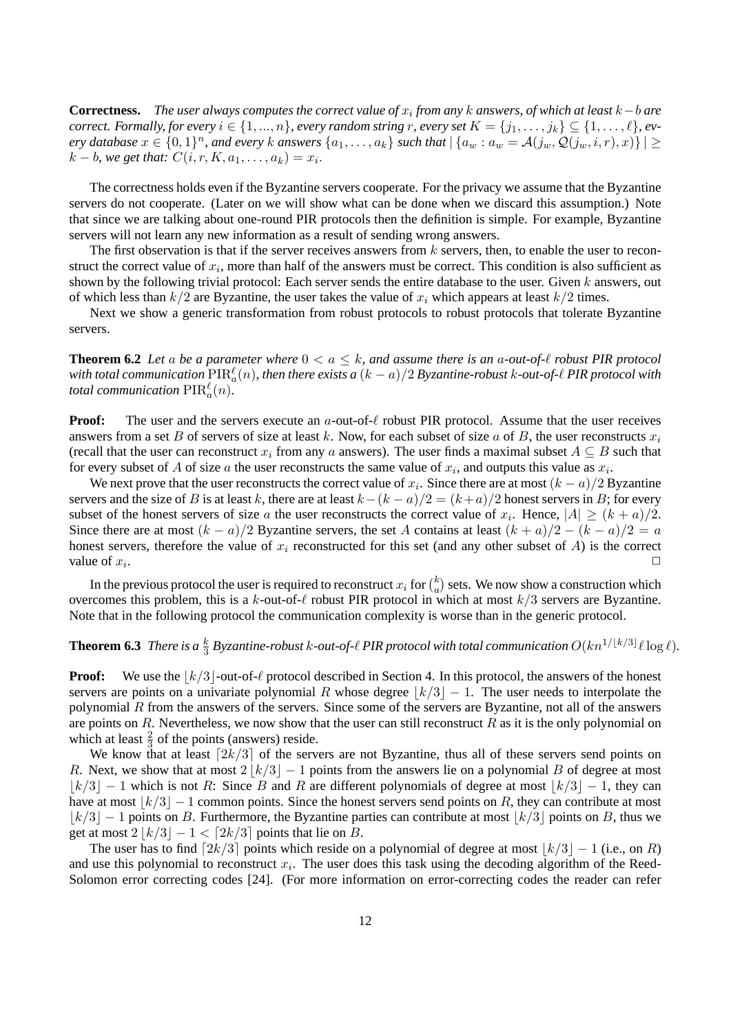**Correctness.** *The user always computes the correct value of $x_i$ from any $k$ answers, of which at least $k-b$ are correct. Formally, for every $i \in \{1, ..., n\}$, every random string $r$, every set $K = \{j_1, \ldots, j_k\} \subseteq \{1, \ldots, \ell\}$, every database $x \in \{0,1\}^n$, and every $k$ answers $\{a_1, \ldots, a_k\}$ such that $|\{a_w : a_w = \mathcal{A}(j_w, \mathcal{Q}(j_w, i, r), x)\}| \geq k - b$, we get that: $C(i, r, K, a_1, \ldots, a_k) = x_i$.*

The correctness holds even if the Byzantine servers cooperate. For the privacy we assume that the Byzantine servers do not cooperate. (Later on we will show what can be done when we discard this assumption.) Note that since we are talking about one-round PIR protocols then the definition is simple. For example, Byzantine servers will not learn any new information as a result of sending wrong answers.

The first observation is that if the server receives answers from $k$ servers, then, to enable the user to reconstruct the correct value of $x_i$, more than half of the answers must be correct. This condition is also sufficient as shown by the following trivial protocol: Each server sends the entire database to the user. Given $k$ answers, out of which less than $k/2$ are Byzantine, the user takes the value of $x_i$ which appears at least $k/2$ times.

Next we show a generic transformation from robust protocols to robust protocols that tolerate Byzantine servers.

**Theorem 6.2** *Let $a$ be a parameter where $0 < a \leq k$, and assume there is an $a$-out-of-$\ell$ robust PIR protocol with total communication $\mathrm{PIR}_a^\ell(n)$, then there exists a $(k-a)/2$ Byzantine-robust $k$-out-of-$\ell$ PIR protocol with total communication $\mathrm{PIR}_a^\ell(n)$.*

**Proof:** The user and the servers execute an $a$-out-of-$\ell$ robust PIR protocol. Assume that the user receives answers from a set $B$ of servers of size at least $k$. Now, for each subset of size $a$ of $B$, the user reconstructs $x_i$ (recall that the user can reconstruct $x_i$ from any $a$ answers). The user finds a maximal subset $A \subseteq B$ such that for every subset of $A$ of size $a$ the user reconstructs the same value of $x_i$, and outputs this value as $x_i$.

We next prove that the user reconstructs the correct value of $x_i$. Since there are at most $(k-a)/2$ Byzantine servers and the size of $B$ is at least $k$, there are at least $k - (k-a)/2 = (k+a)/2$ honest servers in $B$; for every subset of the honest servers of size $a$ the user reconstructs the correct value of $x_i$. Hence, $|A| \geq (k+a)/2$. Since there are at most $(k-a)/2$ Byzantine servers, the set $A$ contains at least $(k+a)/2 - (k-a)/2 = a$ honest servers, therefore the value of $x_i$ reconstructed for this set (and any other subset of $A$) is the correct value of $x_i$. $\Box$

In the previous protocol the user is required to reconstruct $x_i$ for $\binom{k}{a}$ sets. We now show a construction which overcomes this problem, this is a $k$-out-of-$\ell$ robust PIR protocol in which at most $k/3$ servers are Byzantine. Note that in the following protocol the communication complexity is worse than in the generic protocol.

**Theorem 6.3** *There is a $\frac{k}{3}$ Byzantine-robust $k$-out-of-$\ell$ PIR protocol with total communication $O(kn^{1/\lfloor k/3 \rfloor} \ell \log \ell)$.*

**Proof:** We use the $\lfloor k/3 \rfloor$-out-of-$\ell$ protocol described in Section 4. In this protocol, the answers of the honest servers are points on a univariate polynomial $R$ whose degree $\lfloor k/3 \rfloor - 1$. The user needs to interpolate the polynomial $R$ from the answers of the servers. Since some of the servers are Byzantine, not all of the answers are points on $R$. Nevertheless, we now show that the user can still reconstruct $R$ as it is the only polynomial on which at least $\frac{2}{3}$ of the points (answers) reside.

We know that at least $\lceil 2k/3 \rceil$ of the servers are not Byzantine, thus all of these servers send points on $R$. Next, we show that at most $2\lfloor k/3 \rfloor - 1$ points from the answers lie on a polynomial $B$ of degree at most $\lfloor k/3 \rfloor - 1$ which is not $R$: Since $B$ and $R$ are different polynomials of degree at most $\lfloor k/3 \rfloor - 1$, they can have at most $\lfloor k/3 \rfloor - 1$ common points. Since the honest servers send points on $R$, they can contribute at most $\lfloor k/3 \rfloor - 1$ points on $B$. Furthermore, the Byzantine parties can contribute at most $\lfloor k/3 \rfloor$ points on $B$, thus we get at most $2\lfloor k/3 \rfloor - 1 < \lceil 2k/3 \rceil$ points that lie on $B$.

The user has to find $\lceil 2k/3 \rceil$ points which reside on a polynomial of degree at most $\lfloor k/3 \rfloor - 1$ (i.e., on $R$) and use this polynomial to reconstruct $x_i$. The user does this task using the decoding algorithm of the Reed-Solomon error correcting codes [24]. (For more information on error-correcting codes the reader can refer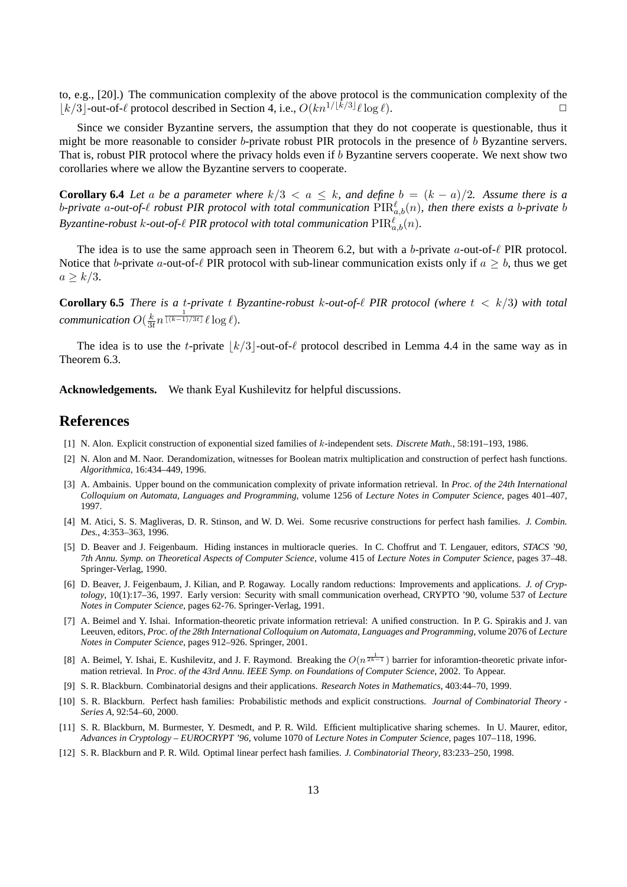to, e.g., [20].) The communication complexity of the above protocol is the communication complexity of the $\lfloor k/3 \rfloor$-out-of-$\ell$ protocol described in Section 4, i.e., $O(kn^{1/\lfloor k/3 \rfloor}\ell \log \ell)$. $\Box$

Since we consider Byzantine servers, the assumption that they do not cooperate is questionable, thus it might be more reasonable to consider $b$-private robust PIR protocols in the presence of $b$ Byzantine servers. That is, robust PIR protocol where the privacy holds even if $b$ Byzantine servers cooperate. We next show two corollaries where we allow the Byzantine servers to cooperate.

**Corollary 6.4** *Let $a$ be a parameter where $k/3 < a \leq k$, and define $b = (k-a)/2$. Assume there is a $b$-private $a$-out-of-$\ell$ robust PIR protocol with total communication $\mathrm{PIR}^{\ell}_{a,b}(n)$, then there exists a $b$-private $b$ Byzantine-robust $k$-out-of-$\ell$ PIR protocol with total communication $\mathrm{PIR}^{\ell}_{a,b}(n)$.*

The idea is to use the same approach seen in Theorem 6.2, but with a $b$-private $a$-out-of-$\ell$ PIR protocol. Notice that $b$-private $a$-out-of-$\ell$ PIR protocol with sub-linear communication exists only if $a \geq b$, thus we get $a \geq k/3$.

**Corollary 6.5** *There is a $t$-private $t$ Byzantine-robust $k$-out-of-$\ell$ PIR protocol (where $t < k/3$) with total communication $O(\frac{k}{3t} n^{\frac{1}{\lfloor (k-1)/3t \rfloor}} \ell \log \ell)$.*

The idea is to use the $t$-private $\lfloor k/3 \rfloor$-out-of-$\ell$ protocol described in Lemma 4.4 in the same way as in Theorem 6.3.

**Acknowledgements.** We thank Eyal Kushilevitz for helpful discussions.

## References

[1] N. Alon. Explicit construction of exponential sized families of $k$-independent sets. *Discrete Math.*, 58:191–193, 1986.

[2] N. Alon and M. Naor. Derandomization, witnesses for Boolean matrix multiplication and construction of perfect hash functions. *Algorithmica*, 16:434–449, 1996.

[3] A. Ambainis. Upper bound on the communication complexity of private information retrieval. In *Proc. of the 24th International Colloquium on Automata, Languages and Programming*, volume 1256 of *Lecture Notes in Computer Science*, pages 401–407, 1997.

[4] M. Atici, S. S. Magliveras, D. R. Stinson, and W. D. Wei. Some recusrive constructions for perfect hash families. *J. Combin. Des.*, 4:353–363, 1996.

[5] D. Beaver and J. Feigenbaum. Hiding instances in multioracle queries. In C. Choffrut and T. Lengauer, editors, *STACS '90, 7th Annu. Symp. on Theoretical Aspects of Computer Science*, volume 415 of *Lecture Notes in Computer Science*, pages 37–48. Springer-Verlag, 1990.

[6] D. Beaver, J. Feigenbaum, J. Kilian, and P. Rogaway. Locally random reductions: Improvements and applications. *J. of Cryptology*, 10(1):17–36, 1997. Early version: Security with small communication overhead, CRYPTO '90, volume 537 of *Lecture Notes in Computer Science*, pages 62-76. Springer-Verlag, 1991.

[7] A. Beimel and Y. Ishai. Information-theoretic private information retrieval: A unified construction. In P. G. Spirakis and J. van Leeuven, editors, *Proc. of the 28th International Colloquium on Automata, Languages and Programming*, volume 2076 of *Lecture Notes in Computer Science*, pages 912–926. Springer, 2001.

[8] A. Beimel, Y. Ishai, E. Kushilevitz, and J. F. Raymond. Breaking the $O(n^{\frac{1}{2k-1}})$ barrier for inforamtion-theoretic private information retrieval. In *Proc. of the 43rd Annu. IEEE Symp. on Foundations of Computer Science*, 2002. To Appear.

[9] S. R. Blackburn. Combinatorial designs and their applications. *Research Notes in Mathematics*, 403:44–70, 1999.

[10] S. R. Blackburn. Perfect hash families: Probabilistic methods and explicit constructions. *Journal of Combinatorial Theory - Series A*, 92:54–60, 2000.

[11] S. R. Blackburn, M. Burmester, Y. Desmedt, and P. R. Wild. Efficient multiplicative sharing schemes. In U. Maurer, editor, *Advances in Cryptology – EUROCRYPT '96*, volume 1070 of *Lecture Notes in Computer Science*, pages 107–118, 1996.

[12] S. R. Blackburn and P. R. Wild. Optimal linear perfect hash families. *J. Combinatorial Theory*, 83:233–250, 1998.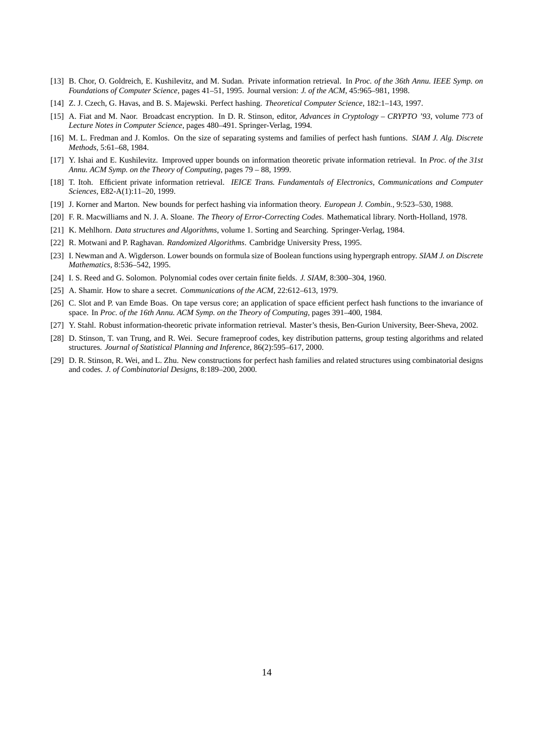[13] B. Chor, O. Goldreich, E. Kushilevitz, and M. Sudan. Private information retrieval. In *Proc. of the 36th Annu. IEEE Symp. on Foundations of Computer Science*, pages 41–51, 1995. Journal version: *J. of the ACM*, 45:965–981, 1998.

[14] Z. J. Czech, G. Havas, and B. S. Majewski. Perfect hashing. *Theoretical Computer Science*, 182:1–143, 1997.

[15] A. Fiat and M. Naor. Broadcast encryption. In D. R. Stinson, editor, *Advances in Cryptology – CRYPTO '93*, volume 773 of *Lecture Notes in Computer Science*, pages 480–491. Springer-Verlag, 1994.

[16] M. L. Fredman and J. Komlos. On the size of separating systems and families of perfect hash funtions. *SIAM J. Alg. Discrete Methods*, 5:61–68, 1984.

[17] Y. Ishai and E. Kushilevitz. Improved upper bounds on information theoretic private information retrieval. In *Proc. of the 31st Annu. ACM Symp. on the Theory of Computing*, pages 79 – 88, 1999.

[18] T. Itoh. Efficient private information retrieval. *IEICE Trans. Fundamentals of Electronics, Communications and Computer Sciences*, E82-A(1):11–20, 1999.

[19] J. Korner and Marton. New bounds for perfect hashing via information theory. *European J. Combin.*, 9:523–530, 1988.

[20] F. R. Macwilliams and N. J. A. Sloane. *The Theory of Error-Correcting Codes*. Mathematical library. North-Holland, 1978.

[21] K. Mehlhorn. *Data structures and Algorithms*, volume 1. Sorting and Searching. Springer-Verlag, 1984.

[22] R. Motwani and P. Raghavan. *Randomized Algorithms*. Cambridge University Press, 1995.

[23] I. Newman and A. Wigderson. Lower bounds on formula size of Boolean functions using hypergraph entropy. *SIAM J. on Discrete Mathematics*, 8:536–542, 1995.

[24] I. S. Reed and G. Solomon. Polynomial codes over certain finite fields. *J. SIAM*, 8:300–304, 1960.

[25] A. Shamir. How to share a secret. *Communications of the ACM*, 22:612–613, 1979.

[26] C. Slot and P. van Emde Boas. On tape versus core; an application of space efficient perfect hash functions to the invariance of space. In *Proc. of the 16th Annu. ACM Symp. on the Theory of Computing*, pages 391–400, 1984.

[27] Y. Stahl. Robust information-theoretic private information retrieval. Master's thesis, Ben-Gurion University, Beer-Sheva, 2002.

[28] D. Stinson, T. van Trung, and R. Wei. Secure frameproof codes, key distribution patterns, group testing algorithms and related structures. *Journal of Statistical Planning and Inference*, 86(2):595–617, 2000.

[29] D. R. Stinson, R. Wei, and L. Zhu. New constructions for perfect hash families and related structures using combinatorial designs and codes. *J. of Combinatorial Designs*, 8:189–200, 2000.